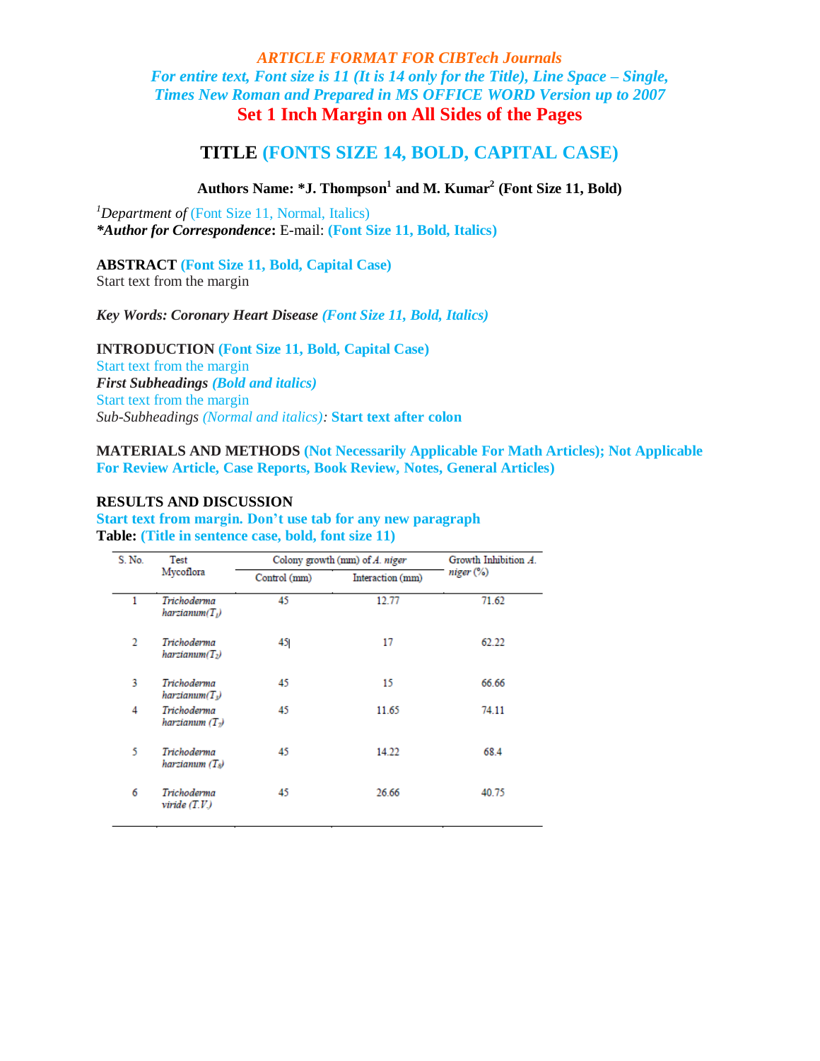***ARTICLE FORMAT FOR CIBTech Journals***

***For entire text, Font size is 11 (It is 14 only for the Title), Line Space – Single, Times New Roman and Prepared in MS OFFICE WORD Version up to 2007***

**Set 1 Inch Margin on All Sides of the Pages**

# TITLE (FONTS SIZE 14, BOLD, CAPITAL CASE)

**Authors Name: *J. Thompson[1] and M. Kumar[2] (Font Size 11, Bold)**

[1]*Department of* (Font Size 11, Normal, Italics)
***Author for Correspondence*: E-mail: *(Font Size 11, Bold, Italics)***

## ABSTRACT (Font Size 11, Bold, Capital Case)

Start text from the margin

***Key Words: Coronary Heart Disease (Font Size 11, Bold, Italics)***

## INTRODUCTION (Font Size 11, Bold, Capital Case)

Start text from the margin

***First Subheadings (Bold and italics)***

Start text from the margin

*Sub-Subheadings (Normal and italics)*: **Start text after colon**

## MATERIALS AND METHODS (Not Necessarily Applicable For Math Articles); Not Applicable For Review Article, Case Reports, Book Review, Notes, General Articles)

## RESULTS AND DISCUSSION

**Start text from margin. Don't use tab for any new paragraph**

**Table: (Title in sentence case, bold, font size 11)**

| S. No. | Test Mycoflora | Colony growth (mm) of *A. niger* | | Growth Inhibition *A. niger* (%) |
|---|---|---|---|---|
| | | Control (mm) | Interaction (mm) | |
| 1 | *Trichoderma harzianum*($T_1$) | 45 | 12.77 | 71.62 |
| 2 | *Trichoderma harzianum*($T_2$) | 45 | 17 | 62.22 |
| 3 | *Trichoderma harzianum*($T_3$) | 45 | 15 | 66.66 |
| 4 | *Trichoderma harzianum* ($T_7$) | 45 | 11.65 | 74.11 |
| 5 | *Trichoderma harzianum* ($T_8$) | 45 | 14.22 | 68.4 |
| 6 | *Trichoderma viride* (T.V.) | 45 | 26.66 | 40.75 |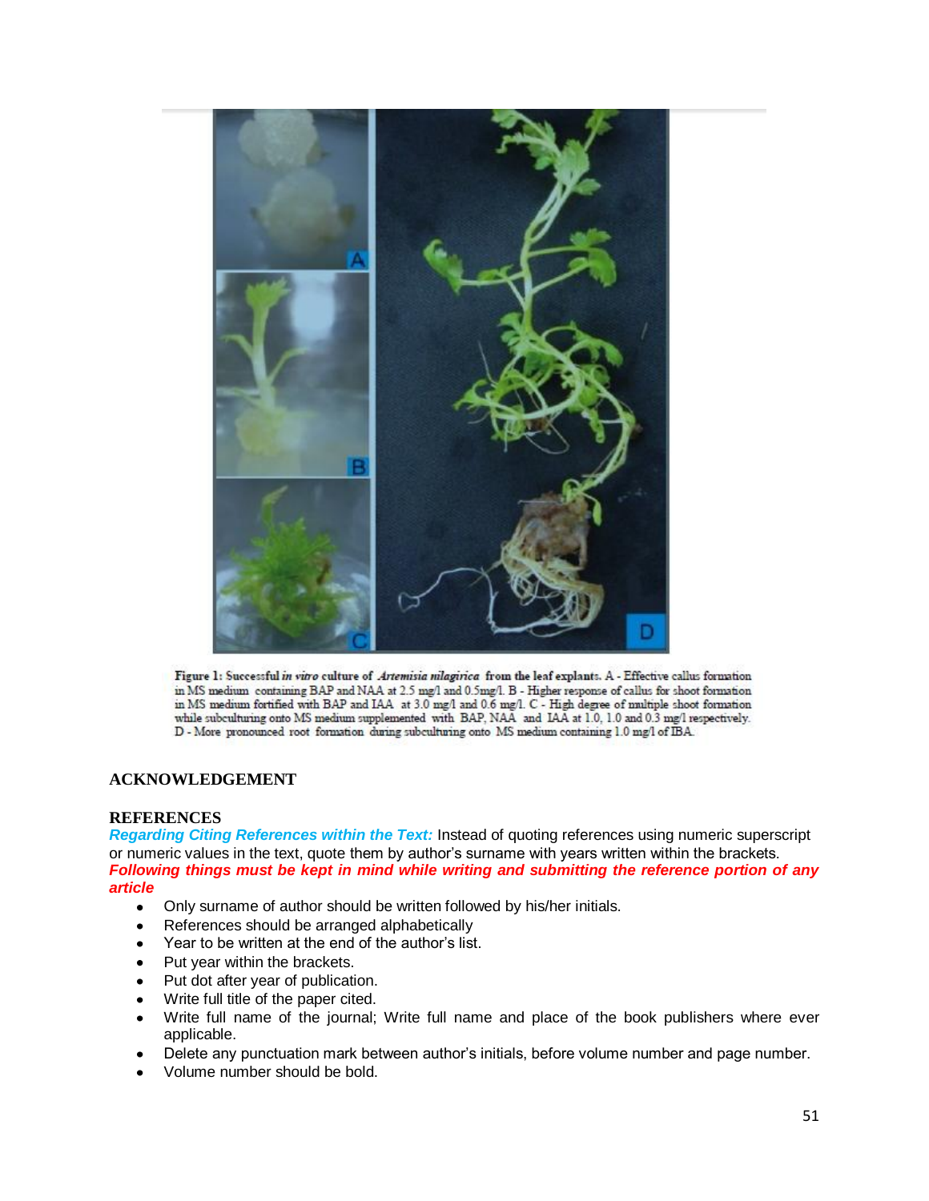Figure 1: Successful *in vitro* culture of *Artemisia nilagirica* from the leaf explants. A - Effective callus formation in MS medium containing BAP and NAA at 2.5 mg/l and 0.5mg/l. B - Higher response of callus for shoot formation in MS medium fortified with BAP and IAA at 3.0 mg/l and 0.6 mg/l. C - High degree of multiple shoot formation while subculturing onto MS medium supplemented with BAP, NAA and IAA at 1.0, 1.0 and 0.3 mg/l respectively. D - More pronounced root formation during subculturing onto MS medium containing 1.0 mg/l of IBA.

## ACKNOWLEDGEMENT

## REFERENCES

***Regarding Citing References within the Text:*** Instead of quoting references using numeric superscript or numeric values in the text, quote them by author's surname with years written within the brackets.

***Following things must be kept in mind while writing and submitting the reference portion of any article***

- Only surname of author should be written followed by his/her initials.
- References should be arranged alphabetically
- Year to be written at the end of the author's list.
- Put year within the brackets.
- Put dot after year of publication.
- Write full title of the paper cited.
- Write full name of the journal; Write full name and place of the book publishers where ever applicable.
- Delete any punctuation mark between author's initials, before volume number and page number.
- Volume number should be bold.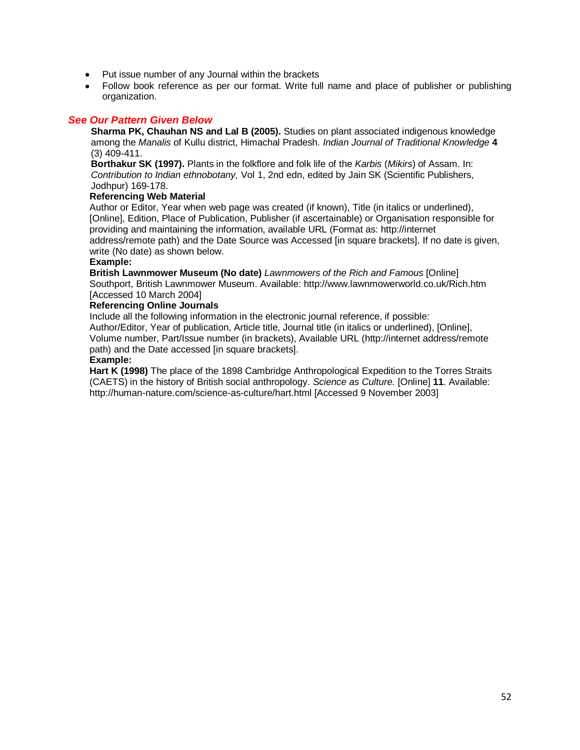- Put issue number of any Journal within the brackets
- Follow book reference as per our format. Write full name and place of publisher or publishing organization.

### *See Our Pattern Given Below*

**Sharma PK, Chauhan NS and Lal B (2005).** Studies on plant associated indigenous knowledge among the *Manalis* of Kullu district, Himachal Pradesh. *Indian Journal of Traditional Knowledge* **4** (3) 409-411.

**Borthakur SK (1997).** Plants in the folkflore and folk life of the *Karbis* (*Mikirs*) of Assam. In: *Contribution to Indian ethnobotany,* Vol 1, 2nd edn, edited by Jain SK (Scientific Publishers, Jodhpur) 169-178.

**Referencing Web Material**

Author or Editor, Year when web page was created (if known), Title (in italics or underlined), [Online], Edition, Place of Publication, Publisher (if ascertainable) or Organisation responsible for providing and maintaining the information, available URL (Format as: http://internet address/remote path) and the Date Source was Accessed [in square brackets]. If no date is given, write (No date) as shown below.

**Example:**

**British Lawnmower Museum (No date)** *Lawnmowers of the Rich and Famous* [Online] Southport, British Lawnmower Museum. Available: http://www.lawnmowerworld.co.uk/Rich.htm [Accessed 10 March 2004]

**Referencing Online Journals**

Include all the following information in the electronic journal reference, if possible:
Author/Editor, Year of publication, Article title, Journal title (in italics or underlined), [Online], Volume number, Part/Issue number (in brackets), Available URL (http://internet address/remote path) and the Date accessed [in square brackets].

**Example:**

**Hart K (1998)** The place of the 1898 Cambridge Anthropological Expedition to the Torres Straits (CAETS) in the history of British social anthropology. *Science as Culture.* [Online] **11**. Available: http://human-nature.com/science-as-culture/hart.html [Accessed 9 November 2003]